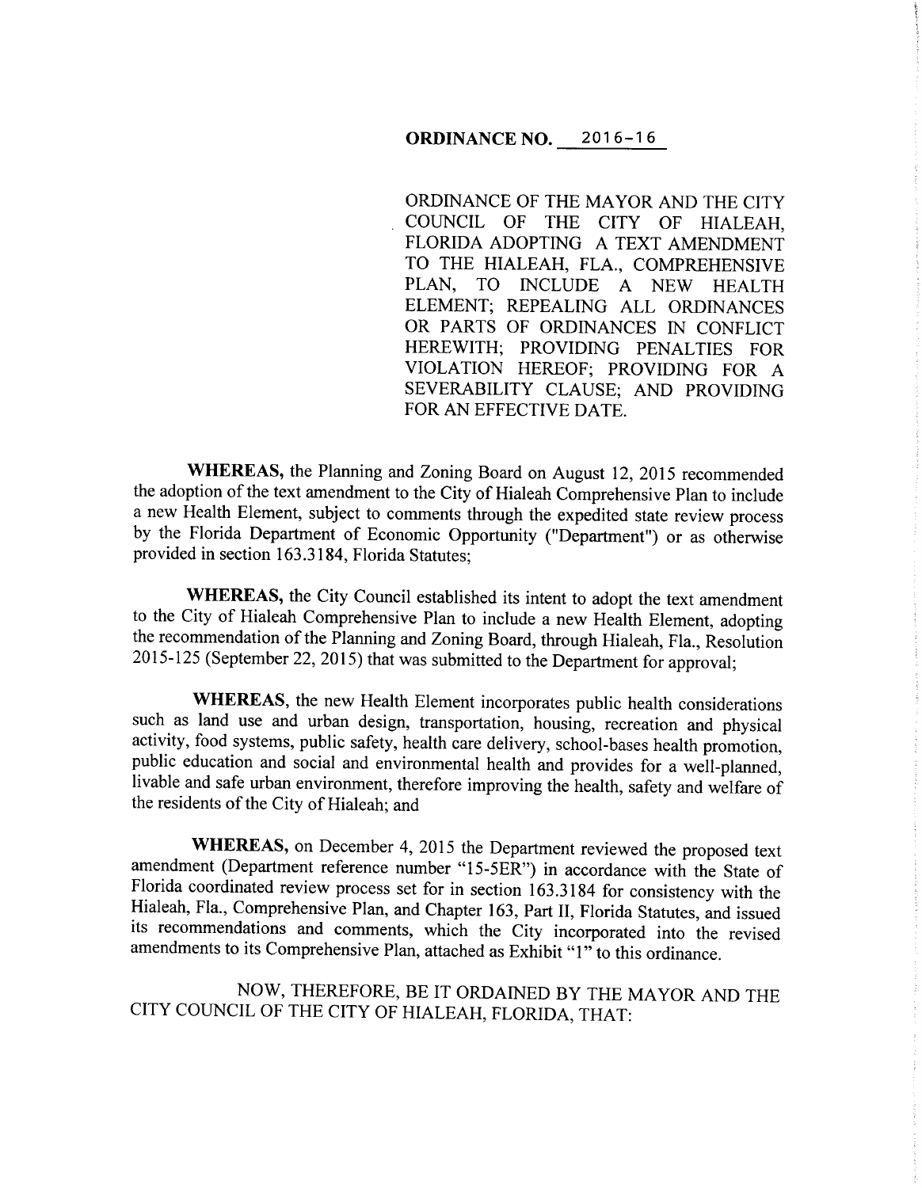**ORDINANCE NO. 2016-16**

ORDINANCE OF THE MAYOR AND THE CITY COUNCIL OF THE CITY OF HIALEAH, FLORIDA ADOPTING A TEXT AMENDMENT TO THE HIALEAH, FLA., COMPREHENSIVE PLAN, TO INCLUDE A NEW HEALTH ELEMENT; REPEALING ALL ORDINANCES OR PARTS OF ORDINANCES IN CONFLICT HEREWITH; PROVIDING PENALTIES FOR VIOLATION HEREOF; PROVIDING FOR A SEVERABILITY CLAUSE; AND PROVIDING FOR AN EFFECTIVE DATE.

**WHEREAS,** the Planning and Zoning Board on August 12, 2015 recommended the adoption of the text amendment to the City of Hialeah Comprehensive Plan to include a new Health Element, subject to comments through the expedited state review process by the Florida Department of Economic Opportunity ("Department") or as otherwise provided in section 163.3184, Florida Statutes;

**WHEREAS,** the City Council established its intent to adopt the text amendment to the City of Hialeah Comprehensive Plan to include a new Health Element, adopting the recommendation of the Planning and Zoning Board, through Hialeah, Fla., Resolution 2015-125 (September 22, 2015) that was submitted to the Department for approval;

**WHEREAS,** the new Health Element incorporates public health considerations such as land use and urban design, transportation, housing, recreation and physical activity, food systems, public safety, health care delivery, school-bases health promotion, public education and social and environmental health and provides for a well-planned, livable and safe urban environment, therefore improving the health, safety and welfare of the residents of the City of Hialeah; and

**WHEREAS,** on December 4, 2015 the Department reviewed the proposed text amendment (Department reference number "15-5ER") in accordance with the State of Florida coordinated review process set for in section 163.3184 for consistency with the Hialeah, Fla., Comprehensive Plan, and Chapter 163, Part II, Florida Statutes, and issued its recommendations and comments, which the City incorporated into the revised amendments to its Comprehensive Plan, attached as Exhibit "1" to this ordinance.

NOW, THEREFORE, BE IT ORDAINED BY THE MAYOR AND THE CITY COUNCIL OF THE CITY OF HIALEAH, FLORIDA, THAT: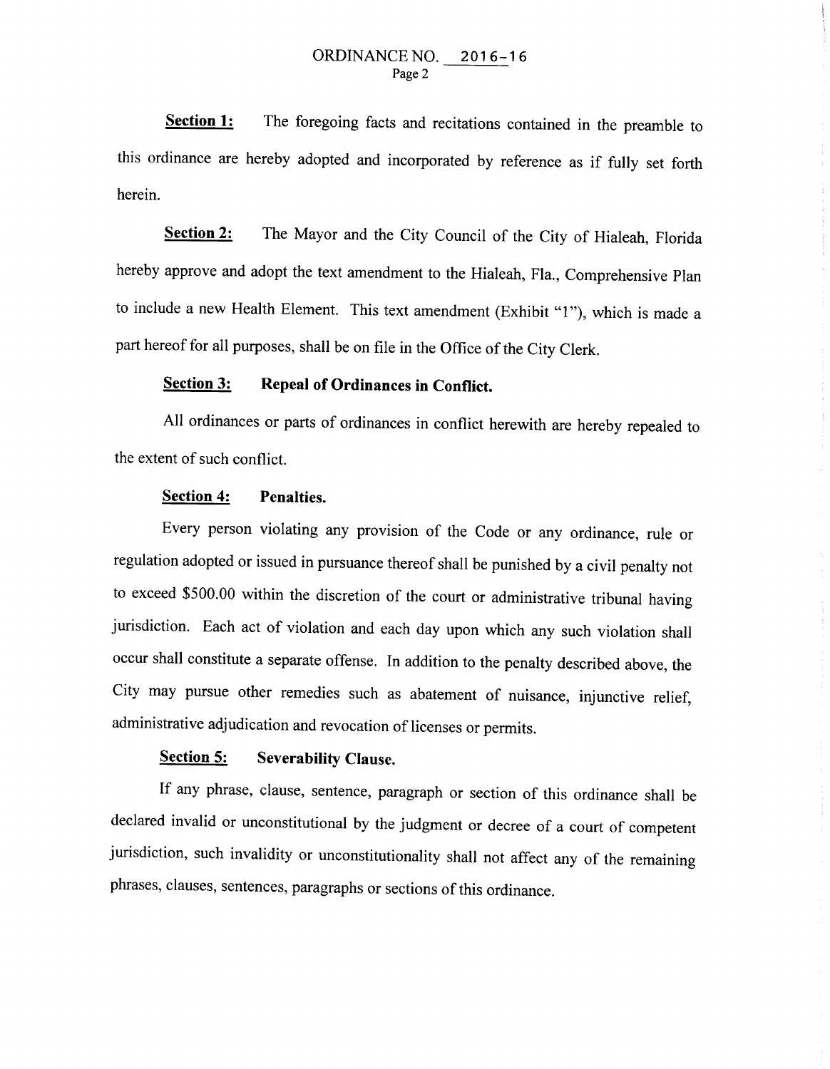**Section 1:** The foregoing facts and recitations contained in the preamble to this ordinance are hereby adopted and incorporated by reference as if fully set forth herein.

**Section 2:** The Mayor and the City Council of the City of Hialeah, Florida hereby approve and adopt the text amendment to the Hialeah, Fla., Comprehensive Plan to include a new Health Element. This text amendment (Exhibit "1"), which is made a part hereof for all purposes, shall be on file in the Office of the City Clerk.

**Section 3: Repeal of Ordinances in Conflict.**

All ordinances or parts of ordinances in conflict herewith are hereby repealed to the extent of such conflict.

**Section 4: Penalties.**

Every person violating any provision of the Code or any ordinance, rule or regulation adopted or issued in pursuance thereof shall be punished by a civil penalty not to exceed $500.00 within the discretion of the court or administrative tribunal having jurisdiction. Each act of violation and each day upon which any such violation shall occur shall constitute a separate offense. In addition to the penalty described above, the City may pursue other remedies such as abatement of nuisance, injunctive relief, administrative adjudication and revocation of licenses or permits.

**Section 5: Severability Clause.**

If any phrase, clause, sentence, paragraph or section of this ordinance shall be declared invalid or unconstitutional by the judgment or decree of a court of competent jurisdiction, such invalidity or unconstitutionality shall not affect any of the remaining phrases, clauses, sentences, paragraphs or sections of this ordinance.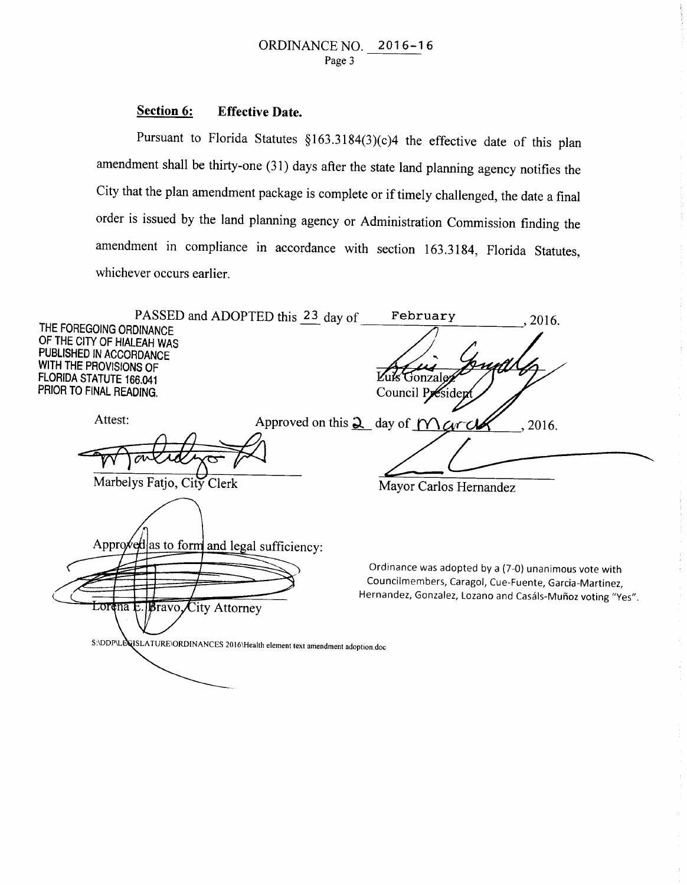ORDINANCE NO. 2016-16

## Section 6: Effective Date.

Pursuant to Florida Statutes §163.3184(3)(c)4 the effective date of this plan amendment shall be thirty-one (31) days after the state land planning agency notifies the City that the plan amendment package is complete or if timely challenged, the date a final order is issued by the land planning agency or Administration Commission finding the amendment in compliance in accordance with section 163.3184, Florida Statutes, whichever occurs earlier.

PASSED and ADOPTED this 23 day of February, 2016.

THE FOREGOING ORDINANCE OF THE CITY OF HIALEAH WAS PUBLISHED IN ACCORDANCE WITH THE PROVISIONS OF FLORIDA STATUTE 166.041 PRIOR TO FINAL READING.

Luis Gonzalez
Council President

Attest:

Approved on this 2 day of March, 2016.

Marbelys Fatjo, City Clerk

Mayor Carlos Hernandez

Approved as to form and legal sufficiency:

Lorena E. Bravo, City Attorney

Ordinance was adopted by a (7-0) unanimous vote with Councilmembers, Caragol, Cue-Fuente, Garcia-Martinez, Hernandez, Gonzalez, Lozano and Casáls-Muñoz voting "Yes".

S:\DDP\LEGISLATURE\ORDINANCES 2016\Health element text amendment adoption.doc